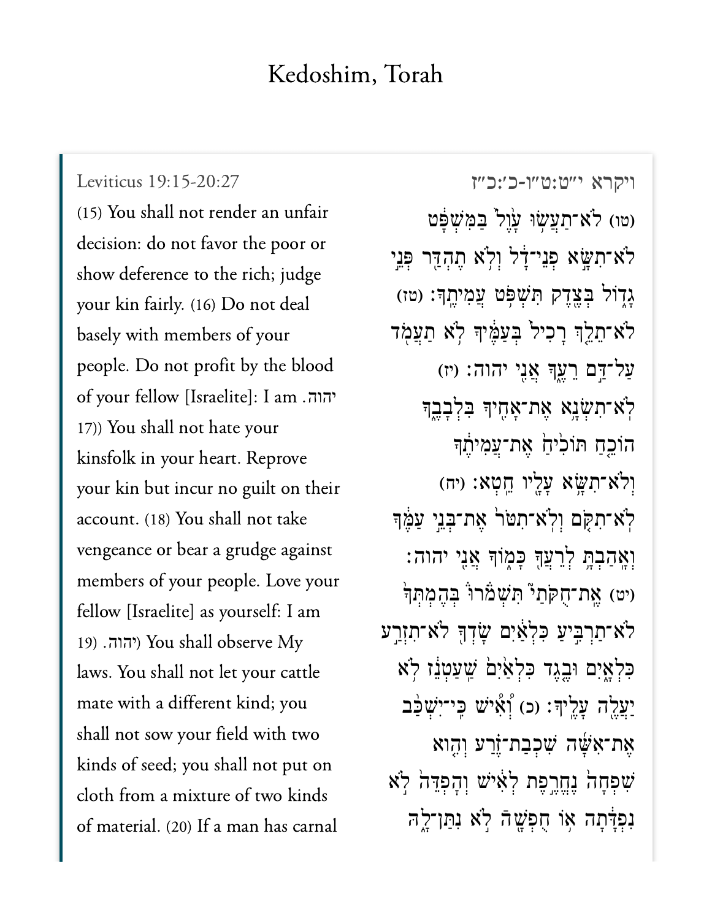# Kedoshim, Torah

Leviticus 19:15-20:27

(15) You shall not render an unfair decision: do not favor the poor or show deference to the rich; judge your kin fairly. (16) Do not deal basely with members of your people. Do not profit by the blood of your fellow [Israelite]: I am יהוה. (17) You shall not hate your kinsfolk in your heart. Reprove your kin but incur no guilt on their account. (18) You shall not take vengeance or bear a grudge against members of your people. Love your fellow [Israelite] as yourself: I am יהוה. (19) You shall observe My laws. You shall not let your cattle mate with a different kind; you shall not sow your field with two kinds of seed; you shall not put on cloth from a mixture of two kinds of material. (20) If a man has carnal

ויקרא י״ט:ט״ו-כ׳:כ״ז

(טו) לֹא־תַעֲשׂ֥וּ עָ֙וֶל֙ בַּמִּשְׁפָּ֔ט לֹא־תִשָּׂ֣א פְנֵי־דָ֔ל וְלֹ֥א תֶהְדַּ֖ר פְּנֵ֣י גָד֑וֹל בְּצֶ֖דֶק תִּשְׁפֹּ֥ט עֲמִיתֶֽךָ׃ (טז) לֹא־תֵלֵ֤ךְ רָכִיל֙ בְּעַמֶּ֔יךָ לֹ֥א תַעֲמֹ֖ד עַל־דַּ֣ם רֵעֶ֑ךָ אֲנִ֖י יהוה׃ (יז) לֹֽא־תִשְׂנָ֥א אֶת־אָחִ֖יךָ בִּלְבָבֶ֑ךָ הוֹכֵ֤חַ תּוֹכִ֙יחַ֙ אֶת־עֲמִיתֶ֔ךָ וְלֹא־תִשָּׂ֥א עָלָ֖יו חֵֽטְא׃ (יח) לֹֽא־תִקֹּ֤ם וְלֹֽא־תִטֹּר֙ אֶת־בְּנֵ֣י עַמֶּ֔ךָ וְאָֽהַבְתָּ֥ לְרֵעֲךָ֖ כָּמ֑וֹךָ אֲנִ֖י יהוה׃ (יט) אֶֽת־חֻקֹּתַי֮ תִּשְׁמֹרוּ֒ בְּהֶמְתְּךָ֙ לֹא־תַרְבִּ֣יעַ כִּלְאַ֔יִם שָׂדְךָ֖ לֹא־תִזְרַ֣ע כִּלְאָ֑יִם וּבֶ֤גֶד כִּלְאַ֙יִם֙ שַֽׁעַטְנֵ֔ז לֹ֥א יַעֲלֶ֖ה עָלֶֽיךָ׃ (כ) וְאִ֨ישׁ כִּֽי־יִשְׁכַּ֤ב אֶת־אִשָּׁה֙ שִׁכְבַת־זֶ֔רַע וְהִ֣וא שִׁפְחָ֔ה נֶחֱרֶ֣פֶת לְאִ֔ישׁ וְהָפְדֵּה֙ לֹ֣א נִפְדָּ֔תָה א֥וֹ חֻפְשָׁ֖ה לֹ֣א נִתַּן־לָ֑הּ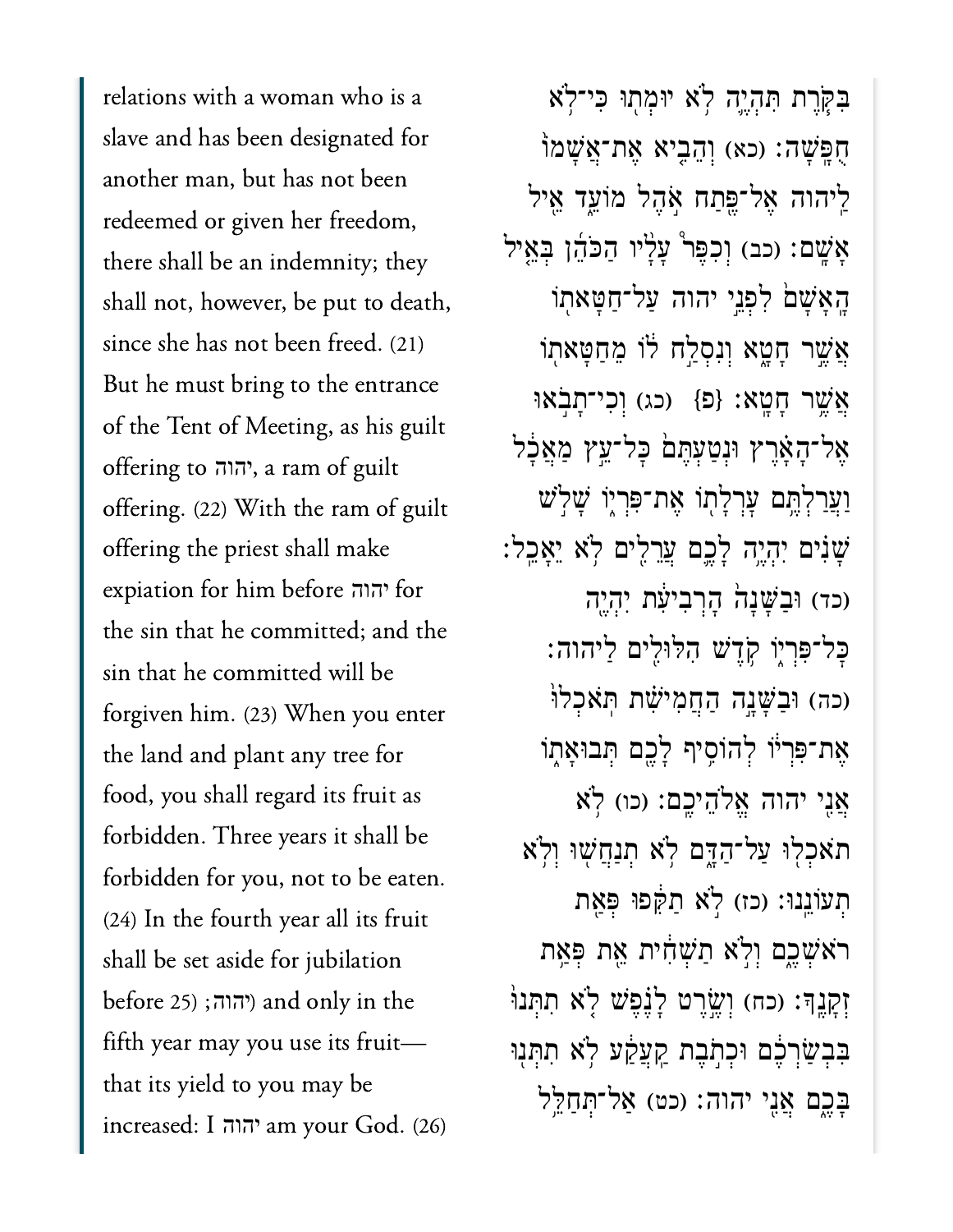relations with a woman who is a slave and has been designated for another man, but has not been redeemed or given her freedom, there shall be an indemnity; they shall not, however, be put to death, since she has not been freed. (21) But he must bring to the entrance of the Tent of Meeting, as his guilt offering to יהוה, a ram of guilt offering. (22) With the ram of guilt offering the priest shall make expiation for him before יהוה for the sin that he committed; and the sin that he committed will be forgiven him. (23) When you enter the land and plant any tree for food, you shall regard its fruit as forbidden. Three years it shall be forbidden for you, not to be eaten. (24) In the fourth year all its fruit shall be set aside for jubilation before 25) ;יהוה) and only in the fifth year may you use its fruit—that its yield to you may be increased: I יהוה am your God. (26)

בִּקֹּ֧רֶת תִּהְיֶ֛ה לֹ֥א יוּמְת֖וּ כִּי־לֹ֥א חֻפָּֽשָׁה׃ (כא) וְהֵבִ֤יא אֶת־אֲשָׁמוֹ֙ לַֽיהוה אֶל־פֶּ֖תַח אֹ֣הֶל מוֹעֵ֑ד אֵ֖יל אָשָֽׁם׃ (כב) וְכִפֶּר֩ עָלָ֨יו הַכֹּהֵ֜ן בְּאֵ֤יל הָֽאָשָׁם֙ לִפְנֵ֣י יהוה עַל־חַטָּאת֖וֹ אֲשֶׁ֣ר חָטָ֑א וְנִסְלַ֣ח ל֔וֹ מֵחַטָּאת֖וֹ אֲשֶׁ֥ר חָטָֽא׃ {פ} (כג) וְכִֽי־תָבֹ֣אוּ אֶל־הָאָ֗רֶץ וּנְטַעְתֶּם֙ כָּל־עֵ֣ץ מַאֲכָ֔ל וַעֲרַלְתֶּ֥ם עָרְלָת֖וֹ אֶת־פִּרְי֑וֹ שָׁלֹ֣שׁ שָׁנִ֗ים יִהְיֶ֥ה לָכֶ֛ם עֲרֵלִ֖ים לֹ֥א יֵאָכֵֽל׃ (כד) וּבַשָּׁנָה֙ הָרְבִיעִ֔ת יִהְיֶ֖ה כָּל־פִּרְי֑וֹ קֹ֥דֶשׁ הִלּוּלִ֖ים לַֽיהוה׃ (כה) וּבַשָּׁנָ֣ה הַחֲמִישִׁ֗ת תֹּֽאכְלוּ֙ אֶת־פִּרְי֔וֹ לְהוֹסִ֥יף לָכֶ֖ם תְּבוּאָת֑וֹ אֲנִ֖י יהוה אֱלֹהֵיכֶֽם׃ (כו) לֹ֥א תֹאכְל֖וּ עַל־הַדָּ֑ם לֹ֥א תְנַחֲשׁ֖וּ וְלֹ֥א תְעוֹנֵֽנוּ׃ (כז) לֹ֣א תַקִּ֔פוּ פְּאַ֖ת רֹאשְׁכֶ֑ם וְלֹ֣א תַשְׁחִ֔ית אֵ֖ת פְּאַ֥ת זְקָנֶֽךָ׃ (כח) וְשֶׂ֣רֶט לָנֶ֗פֶשׁ לֹ֤א תִתְּנוּ֙ בִּבְשַׂרְכֶ֔ם וּכְתֹ֣בֶת קַֽעֲקַ֔ע לֹ֥א תִתְּנ֖וּ בָּכֶ֑ם אֲנִ֖י יהוה׃ (כט) אַל־תְּחַלֵּ֥ל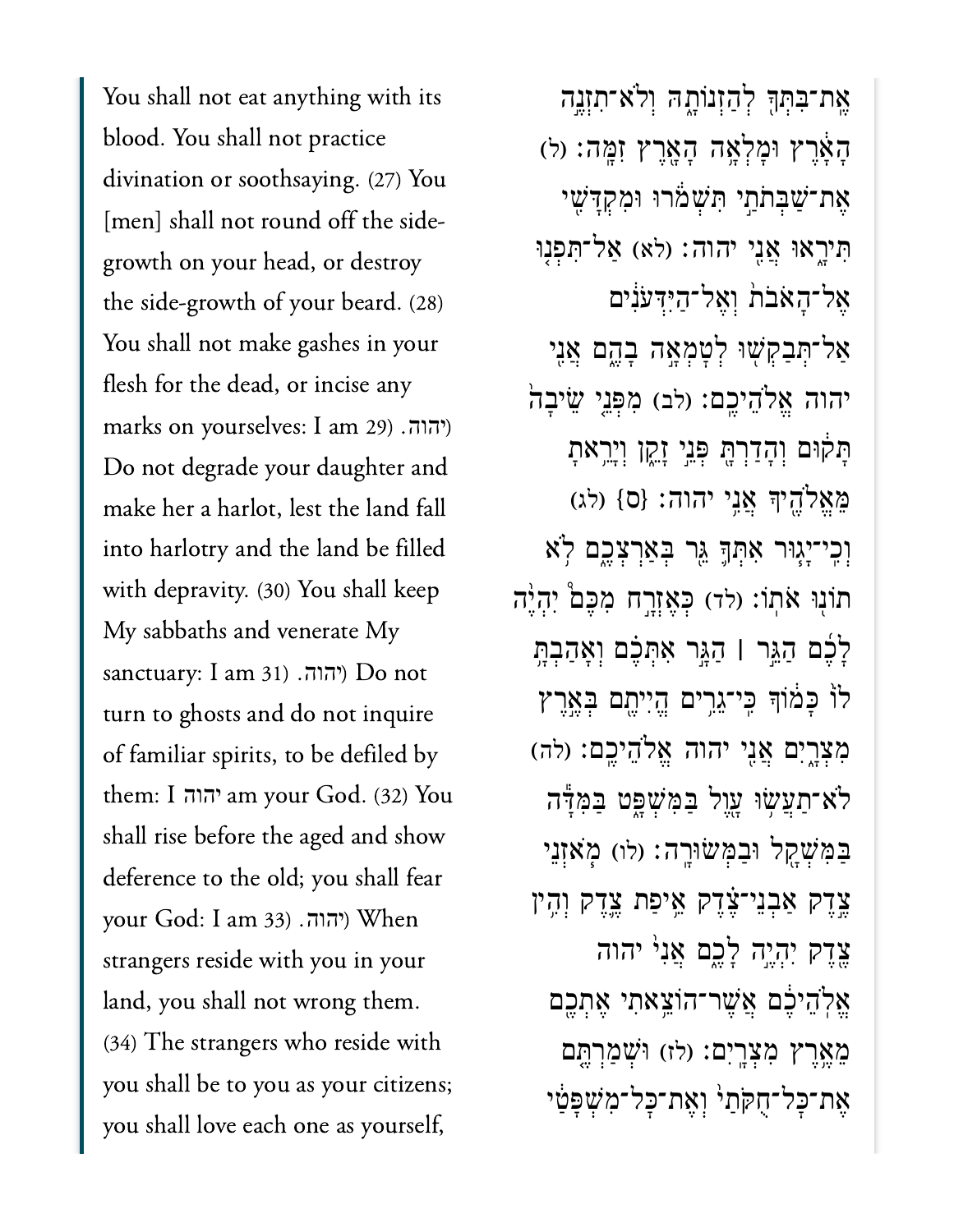You shall not eat anything with its blood. You shall not practice divination or soothsaying. (27) You [men] shall not round off the side-growth on your head, or destroy the side-growth of your beard. (28) You shall not make gashes in your flesh for the dead, or incise any marks on yourselves: I am יהוה. (29) Do not degrade your daughter and make her a harlot, lest the land fall into harlotry and the land be filled with depravity. (30) You shall keep My sabbaths and venerate My sanctuary: I am יהוה. (31) Do not turn to ghosts and do not inquire of familiar spirits, to be defiled by them: I יהוה am your God. (32) You shall rise before the aged and show deference to the old; you shall fear your God: I am יהוה. (33) When strangers reside with you in your land, you shall not wrong them. (34) The strangers who reside with you shall be to you as your citizens; you shall love each one as yourself,

אֶת־בִּתְּךָ לְהַזְנוֹתָהּ וְלֹא־תִזְנֶה הָאָרֶץ וּמָלְאָה הָאָרֶץ זִמָּה׃ (ל) אֶת־שַׁבְּתֹתַי תִּשְׁמֹרוּ וּמִקְדָּשִׁי תִּירָאוּ אֲנִי יהוה׃ (לא) אַל־תִּפְנוּ אֶל־הָאֹבֹת וְאֶל־הַיִּדְּעֹנִים אַל־תְּבַקְשׁוּ לְטָמְאָה בָהֶם אֲנִי יהוה אֱלֹהֵיכֶם׃ (לב) מִפְּנֵי שֵׂיבָה תָּקוּם וְהָדַרְתָּ פְּנֵי זָקֵן וְיָרֵאתָ מֵּאֱלֹהֶיךָ אֲנִי יהוה׃ {ס} (לג) וְכִי־יָגוּר אִתְּךָ גֵּר בְּאַרְצְכֶם לֹא תוֹנוּ אֹתוֹ׃ (לד) כְּאֶזְרָח מִכֶּם יִהְיֶה לָכֶם הַגֵּר ׀ הַגָּר אִתְּכֶם וְאָהַבְתָּ לוֹ כָּמוֹךָ כִּי־גֵרִים הֱיִיתֶם בְּאֶרֶץ מִצְרָיִם אֲנִי יהוה אֱלֹהֵיכֶם׃ (לה) לֹא־תַעֲשׂוּ עָוֶל בַּמִּשְׁפָּט בַּמִּדָּה בַּמִּשְׁקָל וּבַמְּשׂוּרָה׃ (לו) מֹאזְנֵי צֶדֶק אַבְנֵי־צֶדֶק אֵיפַת צֶדֶק וְהִין צֶדֶק יִהְיֶה לָכֶם אֲנִי יהוה אֱלֹהֵיכֶם אֲשֶׁר־הוֹצֵאתִי אֶתְכֶם מֵאֶרֶץ מִצְרָיִם׃ (לז) וּשְׁמַרְתֶּם אֶת־כָּל־חֻקֹּתַי וְאֶת־כָּל־מִשְׁפָּטַי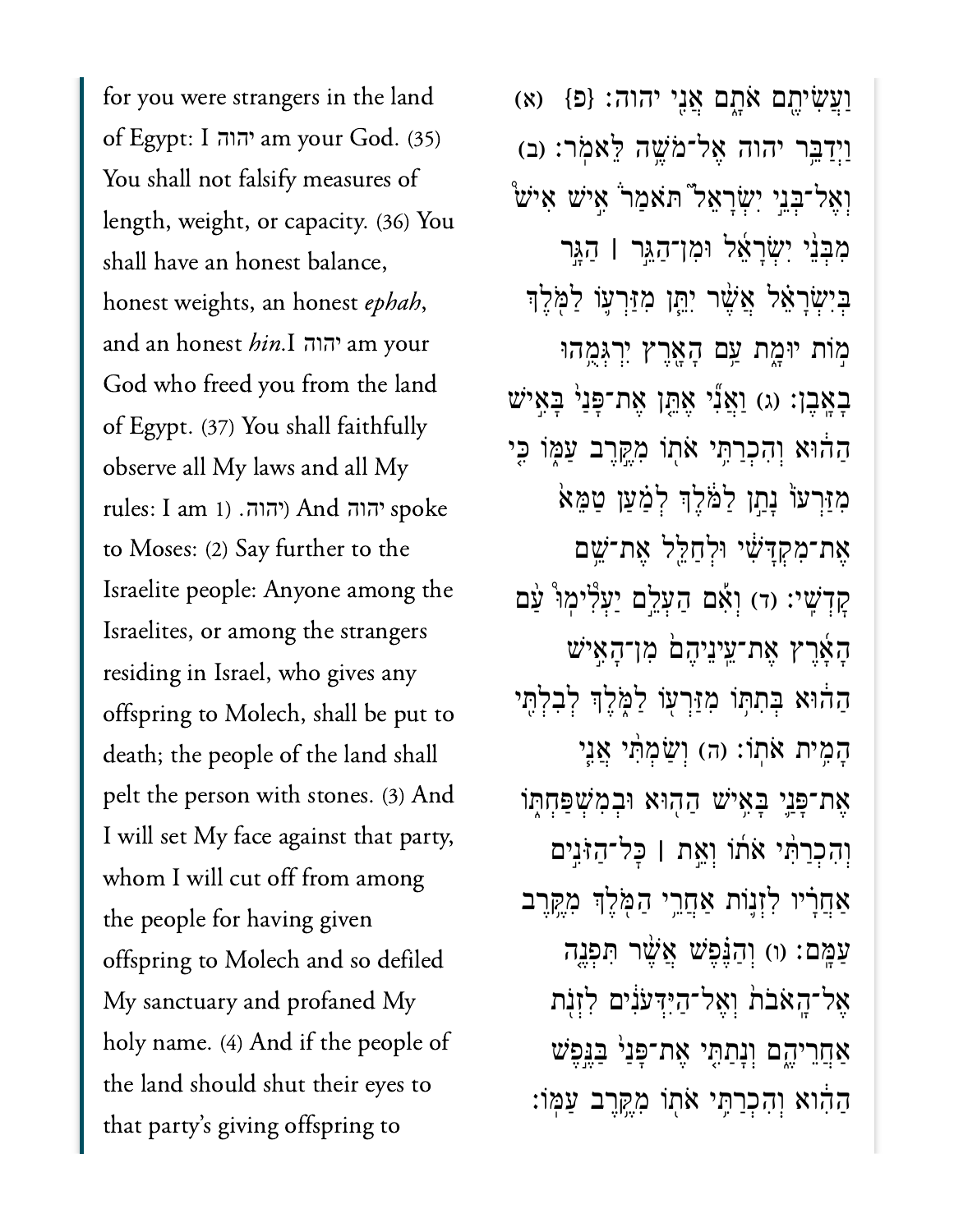for you were strangers in the land of Egypt: I יהוה am your God. (35) You shall not falsify measures of length, weight, or capacity. (36) You shall have an honest balance, honest weights, an honest *ephah*, and an honest *hin*.I יהוה am your God who freed you from the land of Egypt. (37) You shall faithfully observe all My laws and all My rules: I am יהוה. (1) And יהוה spoke to Moses: (2) Say further to the Israelite people: Anyone among the Israelites, or among the strangers residing in Israel, who gives any offspring to Molech, shall be put to death; the people of the land shall pelt the person with stones. (3) And I will set My face against that party, whom I will cut off from among the people for having given offspring to Molech and so defiled My sanctuary and profaned My holy name. (4) And if the people of the land should shut their eyes to that party's giving offspring to

וַעֲשִׂיתֶם אֹתָם אֲנִי יהוה׃ {פ} (א) וַיְדַבֵּר יהוה אֶל־מֹשֶׁה לֵּאמֹר׃ (ב) וְאֶל־בְּנֵי יִשְׂרָאֵל֮ תֹּאמַר֒ אִישׁ אִישׁ מִבְּנֵי יִשְׂרָאֵל וּמִן־הַגֵּר ׀ הַגָּר בְּיִשְׂרָאֵל אֲשֶׁר יִתֵּן מִזַּרְעוֹ לַמֹּלֶךְ מוֹת יוּמָת עַם הָאָרֶץ יִרְגְּמֻהוּ בָאָבֶן׃ (ג) וַאֲנִי אֶתֵּן אֶת־פָּנַי בָּאִישׁ הַהוּא וְהִכְרַתִּי אֹתוֹ מִקֶּרֶב עַמּוֹ כִּי מִזַּרְעוֹ נָתַן לַמֹּלֶךְ לְמַעַן טַמֵּא אֶת־מִקְדָּשִׁי וּלְחַלֵּל אֶת־שֵׁם קָדְשִׁי׃ (ד) וְאִם הַעְלֵם יַעְלִימוּ עַם הָאָרֶץ אֶת־עֵינֵיהֶם מִן־הָאִישׁ הַהוּא בְּתִתּוֹ מִזַּרְעוֹ לַמֹּלֶךְ לְבִלְתִּי הָמִית אֹתוֹ׃ (ה) וְשַׂמְתִּי אֲנִי אֶת־פָּנַי בָּאִישׁ הַהוּא וּבְמִשְׁפַּחְתּוֹ וְהִכְרַתִּי אֹתוֹ וְאֵת ׀ כָּל־הַזֹּנִים אַחֲרָיו לִזְנוֹת אַחֲרֵי הַמֹּלֶךְ מִקֶּרֶב עַמָּם׃ (ו) וְהַנֶּפֶשׁ אֲשֶׁר תִּפְנֶה אֶל־הָאֹבֹת וְאֶל־הַיִּדְּעֹנִים לִזְנֹת אַחֲרֵיהֶם וְנָתַתִּי אֶת־פָּנַי בַּנֶּפֶשׁ הַהִוא וְהִכְרַתִּי אֹתוֹ מִקֶּרֶב עַמּוֹ׃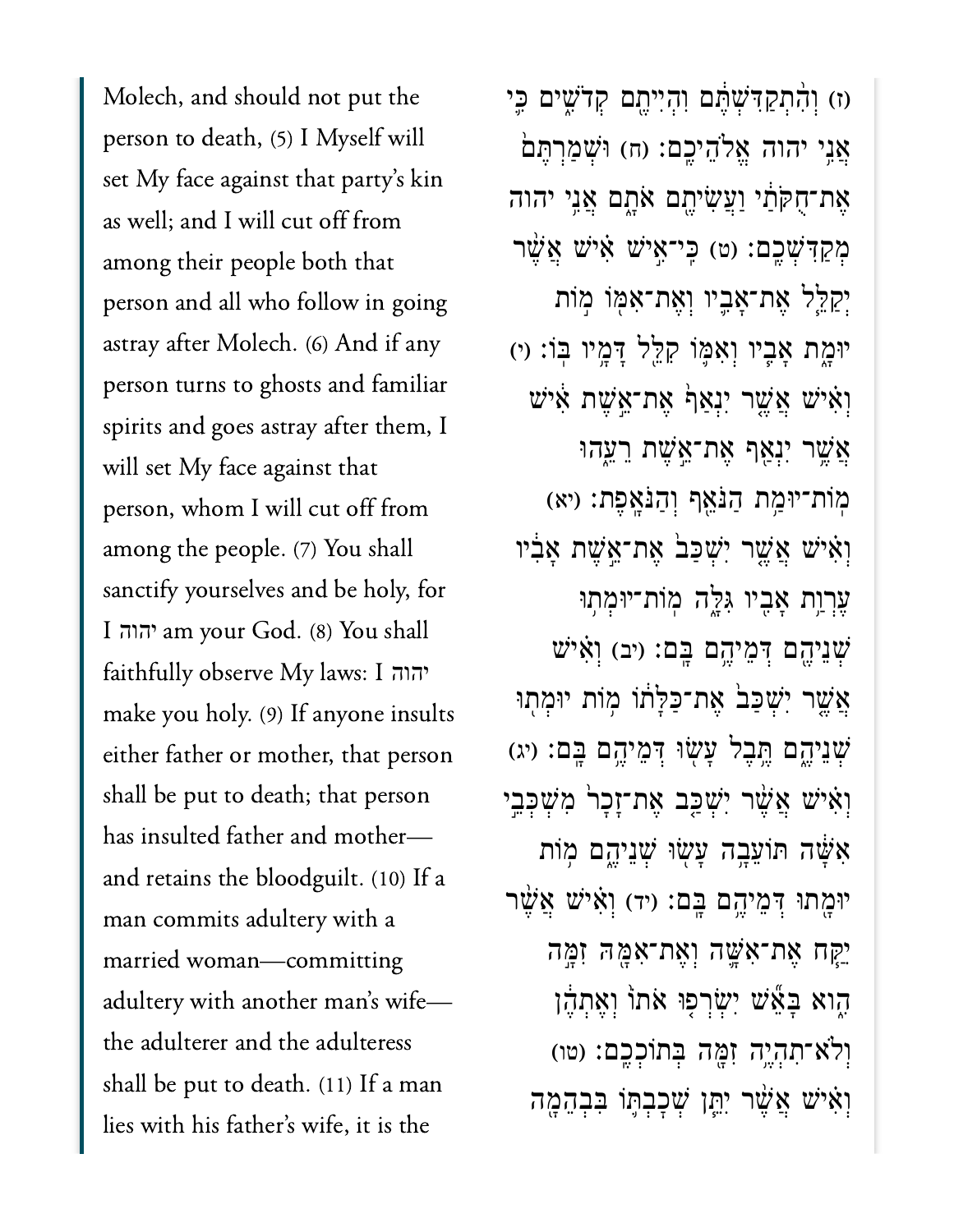Molech, and should not put the person to death, (5) I Myself will set My face against that party's kin as well; and I will cut off from among their people both that person and all who follow in going astray after Molech. (6) And if any person turns to ghosts and familiar spirits and goes astray after them, I will set My face against that person, whom I will cut off from among the people. (7) You shall sanctify yourselves and be holy, for I יהוה am your God. (8) You shall faithfully observe My laws: I יהוה make you holy. (9) If anyone insults either father or mother, that person shall be put to death; that person has insulted father and mother—and retains the bloodguilt. (10) If a man commits adultery with a married woman—committing adultery with another man's wife—the adulterer and the adulteress shall be put to death. (11) If a man lies with his father's wife, it is the

(ז) וְהִתְקַדִּשְׁתֶּם וִהְיִיתֶם קְדֹשִׁים כִּי אֲנִי יהוה אֱלֹהֵיכֶם׃ (ח) וּשְׁמַרְתֶּם אֶת־חֻקֹּתַי וַעֲשִׂיתֶם אֹתָם אֲנִי יהוה מְקַדִּשְׁכֶם׃ (ט) כִּי־אִישׁ אִישׁ אֲשֶׁר יְקַלֵּל אֶת־אָבִיו וְאֶת־אִמּוֹ מוֹת יוּמָת אָבִיו וְאִמּוֹ קִלֵּל דָּמָיו בּוֹ׃ (י) וְאִישׁ אֲשֶׁר יִנְאַף אֶת־אֵשֶׁת אִישׁ אֲשֶׁר יִנְאַף אֶת־אֵשֶׁת רֵעֵהוּ מוֹת־יוּמַת הַנֹּאֵף וְהַנֹּאָפֶת׃ (יא) וְאִישׁ אֲשֶׁר יִשְׁכַּב אֶת־אֵשֶׁת אָבִיו עֶרְוַת אָבִיו גִּלָּה מוֹת־יוּמְתוּ שְׁנֵיהֶם דְּמֵיהֶם בָּם׃ (יב) וְאִישׁ אֲשֶׁר יִשְׁכַּב אֶת־כַּלָּתוֹ מוֹת יוּמְתוּ שְׁנֵיהֶם תֶּבֶל עָשׂוּ דְּמֵיהֶם בָּם׃ (יג) וְאִישׁ אֲשֶׁר יִשְׁכַּב אֶת־זָכָר מִשְׁכְּבֵי אִשָּׁה תּוֹעֵבָה עָשׂוּ שְׁנֵיהֶם מוֹת יוּמָתוּ דְּמֵיהֶם בָּם׃ (יד) וְאִישׁ אֲשֶׁר יִקַּח אֶת־אִשָּׁה וְאֶת־אִמָּהּ זִמָּה הִוא בָּאֵשׁ יִשְׂרְפוּ אֹתוֹ וְאֶתְהֶן וְלֹא־תִהְיֶה זִמָּה בְּתוֹכְכֶם׃ (טו) וְאִישׁ אֲשֶׁר יִתֵּן שְׁכָבְתּוֹ בִּבְהֵמָה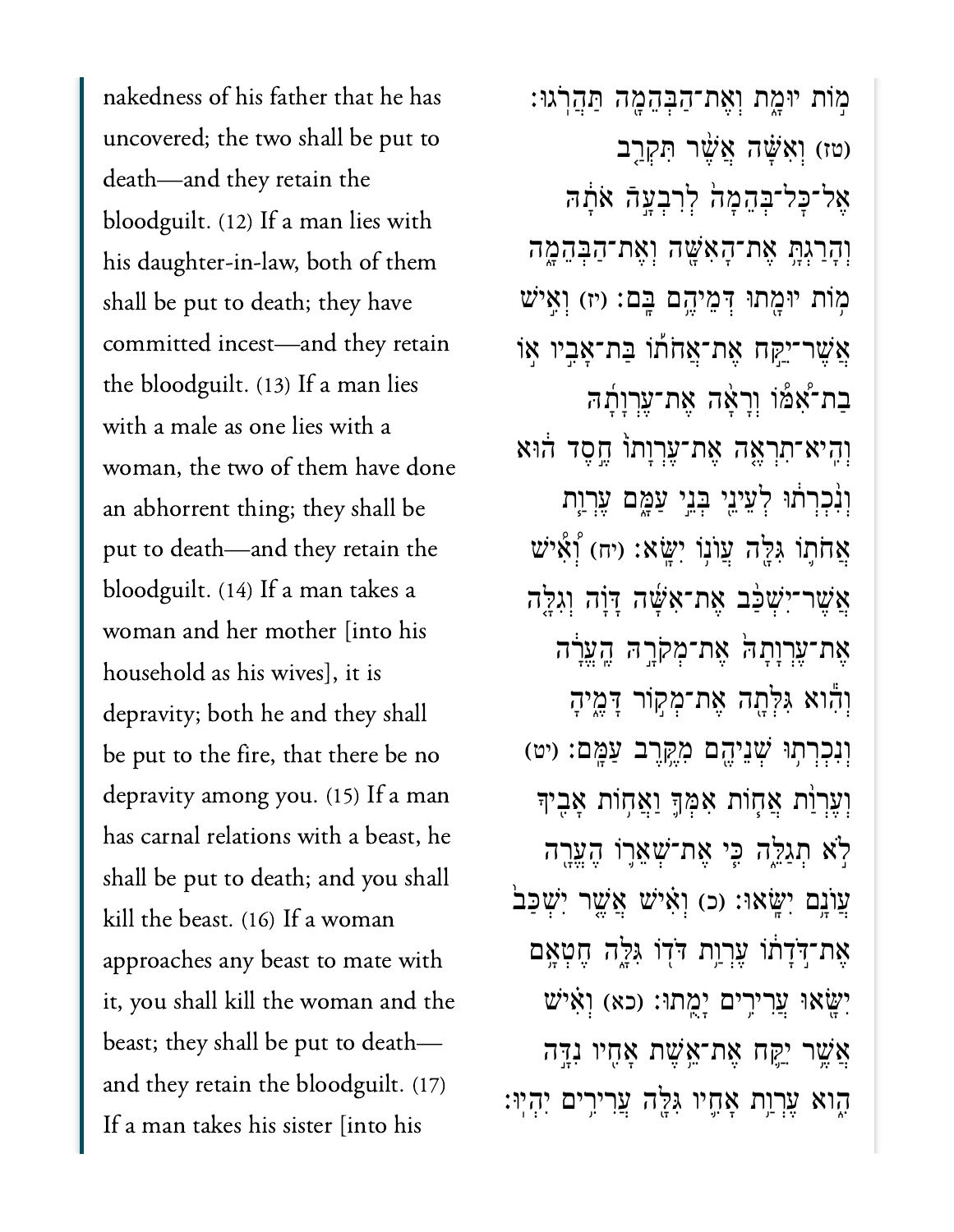nakedness of his father that he has uncovered; the two shall be put to death—and they retain the bloodguilt. (12) If a man lies with his daughter-in-law, both of them shall be put to death; they have committed incest—and they retain the bloodguilt. (13) If a man lies with a male as one lies with a woman, the two of them have done an abhorrent thing; they shall be put to death—and they retain the bloodguilt. (14) If a man takes a woman and her mother [into his household as his wives], it is depravity; both he and they shall be put to the fire, that there be no depravity among you. (15) If a man has carnal relations with a beast, he shall be put to death; and you shall kill the beast. (16) If a woman approaches any beast to mate with it, you shall kill the woman and the beast; they shall be put to death—and they retain the bloodguilt. (17) If a man takes his sister [into his

מ֥וֹת יוּמָ֖ת וְאֶת־הַבְּהֵמָ֥ה תַּהֲרֹֽגוּ׃ (טז) וְאִשָּׁ֗ה אֲשֶׁ֨ר תִּקְרַ֤ב אֶל־כׇּל־בְּהֵמָה֙ לְרִבְעָ֣ה אֹתָ֔הּ וְהָרַגְתָּ֥ אֶת־הָאִשָּׁ֖ה וְאֶת־הַבְּהֵמָ֑ה מ֥וֹת יוּמָ֖תוּ דְּמֵיהֶ֥ם בָּֽם׃ (יז) וְאִ֣ישׁ אֲשֶׁר־יִקַּ֣ח אֶת־אֲחֹת֡וֹ בַּת־אָבִ֣יו א֣וֹ בַת־אִ֠מּ֠וֹ וְרָאָ֨ה אֶת־עֶרְוָתָ֜הּ וְהִֽיא־תִרְאֶ֤ה אֶת־עֶרְוָתוֹ֙ חֶ֣סֶד ה֔וּא וְנִ֨כְרְת֔וּ לְעֵינֵ֖י בְּנֵ֣י עַמָּ֑ם עֶרְוַ֧ת אֲחֹת֛וֹ גִּלָּ֖ה עֲוֺנ֥וֹ יִשָּֽׂא׃ (יח) וְ֠אִ֠ישׁ אֲשֶׁר־יִשְׁכַּ֨ב אֶת־אִשָּׁ֜ה דָּוָ֗ה וְגִלָּ֤ה אֶת־עֶרְוָתָהּ֙ אֶת־מְקֹרָ֣הּ הֶֽעֱרָ֔ה וְהִ֕יא גִּלְּתָ֖ה אֶת־מְק֣וֹר דָּמֶ֑יהָ וְנִכְרְת֥וּ שְׁנֵיהֶ֖ם מִקֶּ֥רֶב עַמָּֽם׃ (יט) וְעֶרְוַ֨ת אֲח֤וֹת אִמְּךָ֙ וַאֲח֣וֹת אָבִ֔יךָ לֹ֣א תְגַלֵּ֑ה כִּ֧י אֶת־שְׁאֵר֛וֹ הֶעֱרָ֖ה עֲוֺנָ֥ם יִשָּֽׂאוּ׃ (כ) וְאִ֗ישׁ אֲשֶׁ֤ר יִשְׁכַּב֙ אֶת־דֹּ֣דָת֔וֹ עֶרְוַ֥ת דֹּד֖וֹ גִּלָּ֑ה חֶטְאָ֥ם יִשָּׂ֖אוּ עֲרִירִ֥ים יָמֻֽתוּ׃ (כא) וְאִ֗ישׁ אֲשֶׁ֥ר יִקַּ֛ח אֶת־אֵ֥שֶׁת אָחִ֖יו נִדָּ֣ה הִ֑וא עֶרְוַ֥ת אָחִ֛יו גִּלָּ֖ה עֲרִירִ֥ים יִהְיֽוּ׃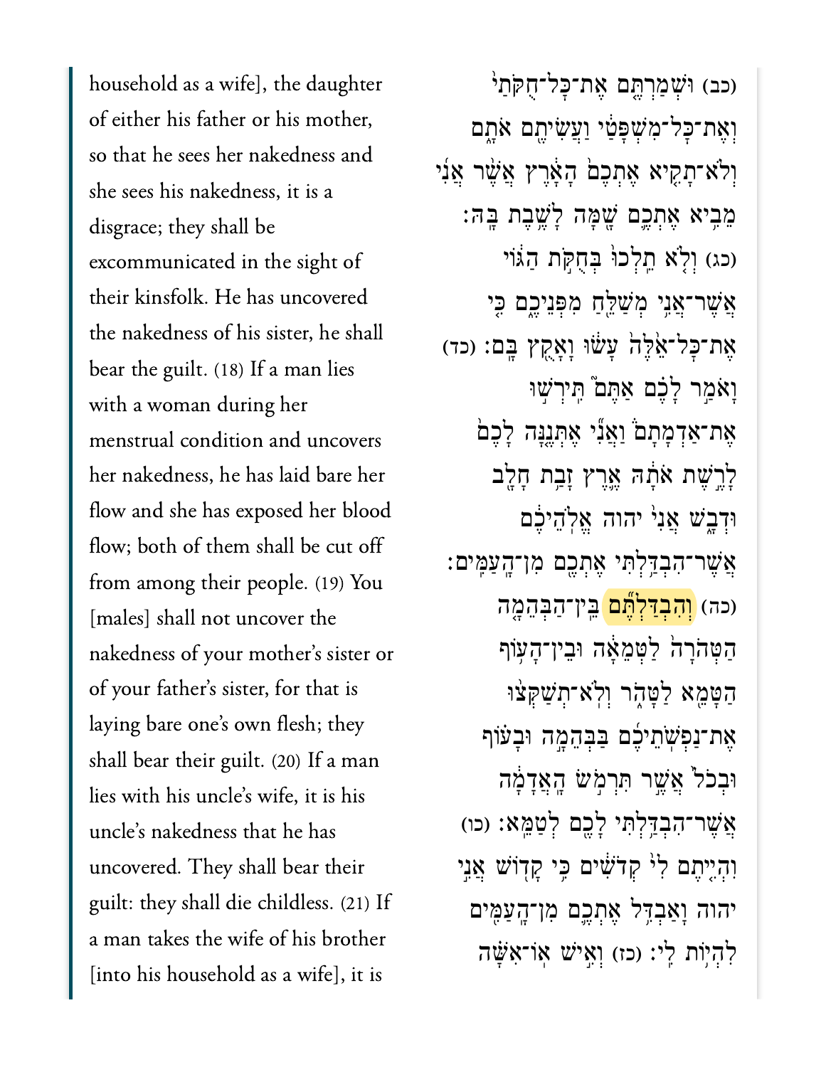(כב) וּשְׁמַרְתֶּ֤ם אֶת־כׇּל־חֻקֹּתַי֙ וְאֶת־כׇּל־מִשְׁפָּטַ֔י וַעֲשִׂיתֶ֖ם אֹתָ֑ם וְלֹא־תָקִ֤יא אֶתְכֶם֙ הָאָ֔רֶץ אֲשֶׁ֨ר אֲנִ֜י מֵבִ֥יא אֶתְכֶ֛ם שָׁ֖מָּה לָשֶׁ֥בֶת בָּֽהּ׃ (כג) וְלֹ֤א תֵֽלְכוּ֙ בְּחֻקֹּ֣ת הַגּ֔וֹי אֲשֶׁר־אֲנִ֥י מְשַׁלֵּ֖חַ מִפְּנֵיכֶ֑ם כִּ֤י אֶת־כׇּל־אֵ֙לֶּה֙ עָשׂ֔וּ וָאָקֻ֖ץ בָּֽם׃ (כד) וָאֹמַ֣ר לָכֶ֗ם אַתֶּם֮ תִּירְשׁ֣וּ אֶת־אַדְמָתָם֒ וַאֲנִ֞י אֶתְּנֶ֤נָּה לָכֶם֙ לָרֶ֣שֶׁת אֹתָ֔הּ אֶ֛רֶץ זָבַ֥ת חָלָ֖ב וּדְבָ֑שׁ אֲנִ֞י יהוה אֱלֹהֵיכֶ֔ם אֲשֶׁר־הִבְדַּ֥לְתִּי אֶתְכֶ֖ם מִן־הָֽעַמִּֽים׃ (כה) וְהִבְדַּלְתֶּ֞ם בֵּֽין־הַבְּהֵמָ֤ה הַטְּהֹרָה֙ לַטְּמֵאָ֔ה וּבֵין־הָע֥וֹף הַטָּמֵ֖א לַטָּהֹ֑ר וְלֹֽא־תְשַׁקְּצ֨וּ אֶת־נַפְשֹֽׁתֵיכֶ֜ם בַּבְּהֵמָ֣ה וּבָע֗וֹף וּבְכֹל֙ אֲשֶׁ֣ר תִּרְמֹ֣שׂ הָֽאֲדָמָ֔ה אֲשֶׁר־הִבְדַּ֥לְתִּי לָכֶ֖ם לְטַמֵּֽא׃ (כו) וִהְיִ֤יתֶם לִי֙ קְדֹשִׁ֔ים כִּ֥י קָד֖וֹשׁ אֲנִ֣י יהוה וָאַבְדִּ֥ל אֶתְכֶ֛ם מִן־הָֽעַמִּ֖ים לִהְי֥וֹת לִֽי׃ (כז) וְאִ֣ישׁ אֽוֹ־אִשָּׁ֗ה

household as a wife], the daughter of either his father or his mother, so that he sees her nakedness and she sees his nakedness, it is a disgrace; they shall be excommunicated in the sight of their kinsfolk. He has uncovered the nakedness of his sister, he shall bear the guilt. (18) If a man lies with a woman during her menstrual condition and uncovers her nakedness, he has laid bare her flow and she has exposed her blood flow; both of them shall be cut off from among their people. (19) You [males] shall not uncover the nakedness of your mother's sister or of your father's sister, for that is laying bare one's own flesh; they shall bear their guilt. (20) If a man lies with his uncle's wife, it is his uncle's nakedness that he has uncovered. They shall bear their guilt: they shall die childless. (21) If a man takes the wife of his brother [into his household as a wife], it is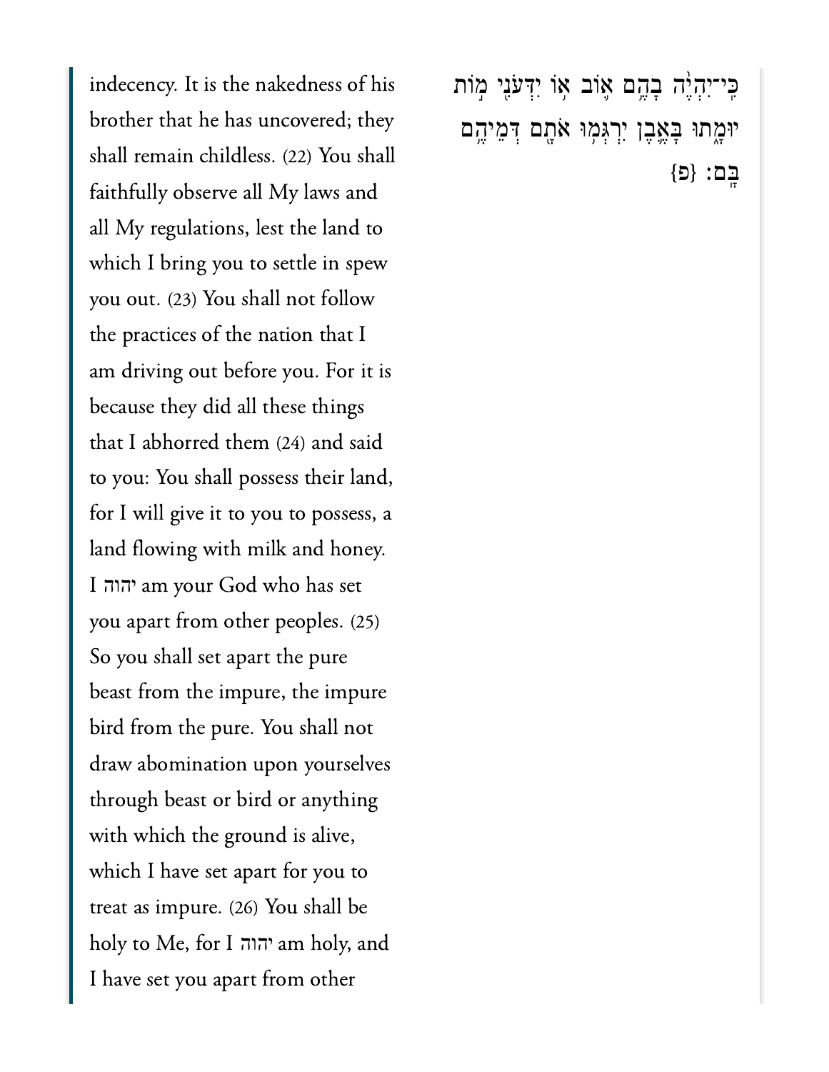indecency. It is the nakedness of his brother that he has uncovered; they shall remain childless. (22) You shall faithfully observe all My laws and all My regulations, lest the land to which I bring you to settle in spew you out. (23) You shall not follow the practices of the nation that I am driving out before you. For it is because they did all these things that I abhorred them (24) and said to you: You shall possess their land, for I will give it to you to possess, a land flowing with milk and honey. I יהוה am your God who has set you apart from other peoples. (25) So you shall set apart the pure beast from the impure, the impure bird from the pure. You shall not draw abomination upon yourselves through beast or bird or anything with which the ground is alive, which I have set apart for you to treat as impure. (26) You shall be holy to Me, for I יהוה am holy, and I have set you apart from other

כִּֽי־יִהְיֶ֨ה בָהֶ֥ם א֛וֹב א֥וֹ יִדְּעֹנִ֖י מ֣וֹת יוּמָ֑תוּ בָּאֶ֛בֶן יִרְגְּמ֥וּ אֹתָ֖ם דְּמֵיהֶ֥ם בָּֽם׃ {פ}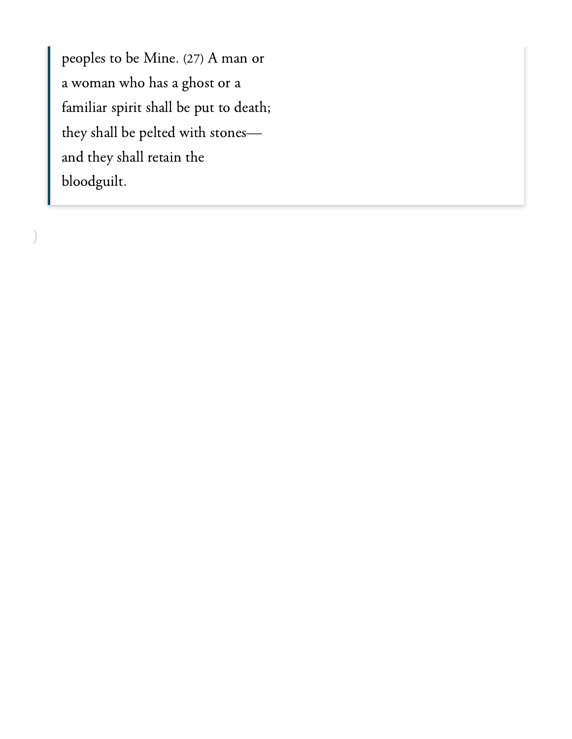> peoples to be Mine. (27) A man or a woman who has a ghost or a familiar spirit shall be put to death; they shall be pelted with stones— and they shall retain the bloodguilt.